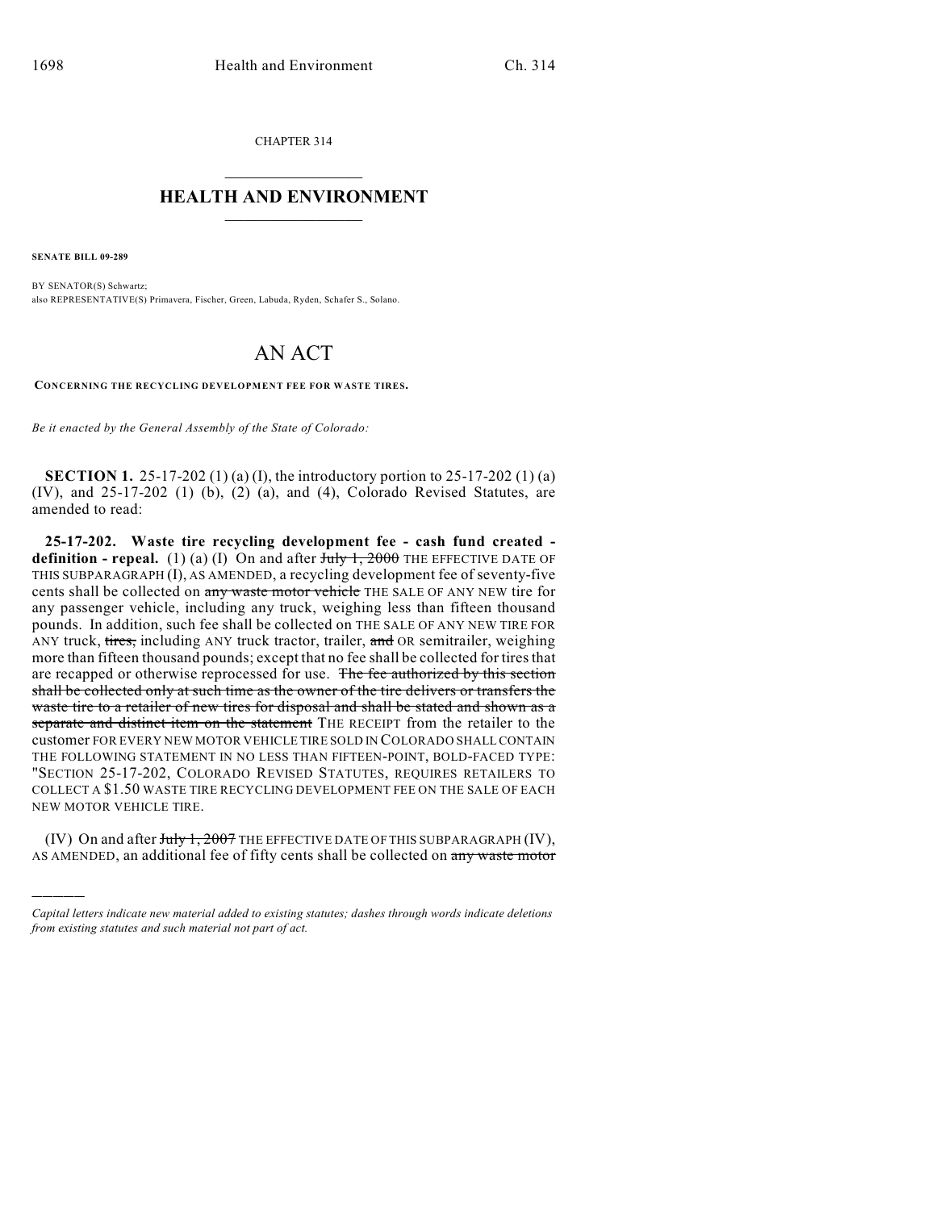CHAPTER 314

# HEALTH AND ENVIRONMENT

**SENATE BILL 09-289**

BY SENATOR(S) Schwartz;
also REPRESENTATIVE(S) Primavera, Fischer, Green, Labuda, Ryden, Schafer S., Solano.

# AN ACT

**CONCERNING THE RECYCLING DEVELOPMENT FEE FOR WASTE TIRES.**

*Be it enacted by the General Assembly of the State of Colorado:*

**SECTION 1.** 25-17-202 (1) (a) (I), the introductory portion to 25-17-202 (1) (a) (IV), and 25-17-202 (1) (b), (2) (a), and (4), Colorado Revised Statutes, are amended to read:

**25-17-202. Waste tire recycling development fee - cash fund created - definition - repeal.** (1) (a) (I) On and after ~~July 1, 2000~~ THE EFFECTIVE DATE OF THIS SUBPARAGRAPH (I), AS AMENDED, a recycling development fee of seventy-five cents shall be collected on ~~any waste motor vehicle~~ THE SALE OF ANY NEW tire for any passenger vehicle, including any truck, weighing less than fifteen thousand pounds. In addition, such fee shall be collected on THE SALE OF ANY NEW TIRE FOR ANY truck, ~~tires,~~ including ANY truck tractor, trailer, ~~and~~ OR semitrailer, weighing more than fifteen thousand pounds; except that no fee shall be collected for tires that are recapped or otherwise reprocessed for use. ~~The fee authorized by this section shall be collected only at such time as the owner of the tire delivers or transfers the waste tire to a retailer of new tires for disposal and shall be stated and shown as a separate and distinct item on the statement~~ THE RECEIPT from the retailer to the customer FOR EVERY NEW MOTOR VEHICLE TIRE SOLD IN COLORADO SHALL CONTAIN THE FOLLOWING STATEMENT IN NO LESS THAN FIFTEEN-POINT, BOLD-FACED TYPE: "SECTION 25-17-202, COLORADO REVISED STATUTES, REQUIRES RETAILERS TO COLLECT A $1.50 WASTE TIRE RECYCLING DEVELOPMENT FEE ON THE SALE OF EACH NEW MOTOR VEHICLE TIRE.

(IV) On and after ~~July 1, 2007~~ THE EFFECTIVE DATE OF THIS SUBPARAGRAPH (IV), AS AMENDED, an additional fee of fifty cents shall be collected on ~~any waste motor~~

---

*Capital letters indicate new material added to existing statutes; dashes through words indicate deletions from existing statutes and such material not part of act.*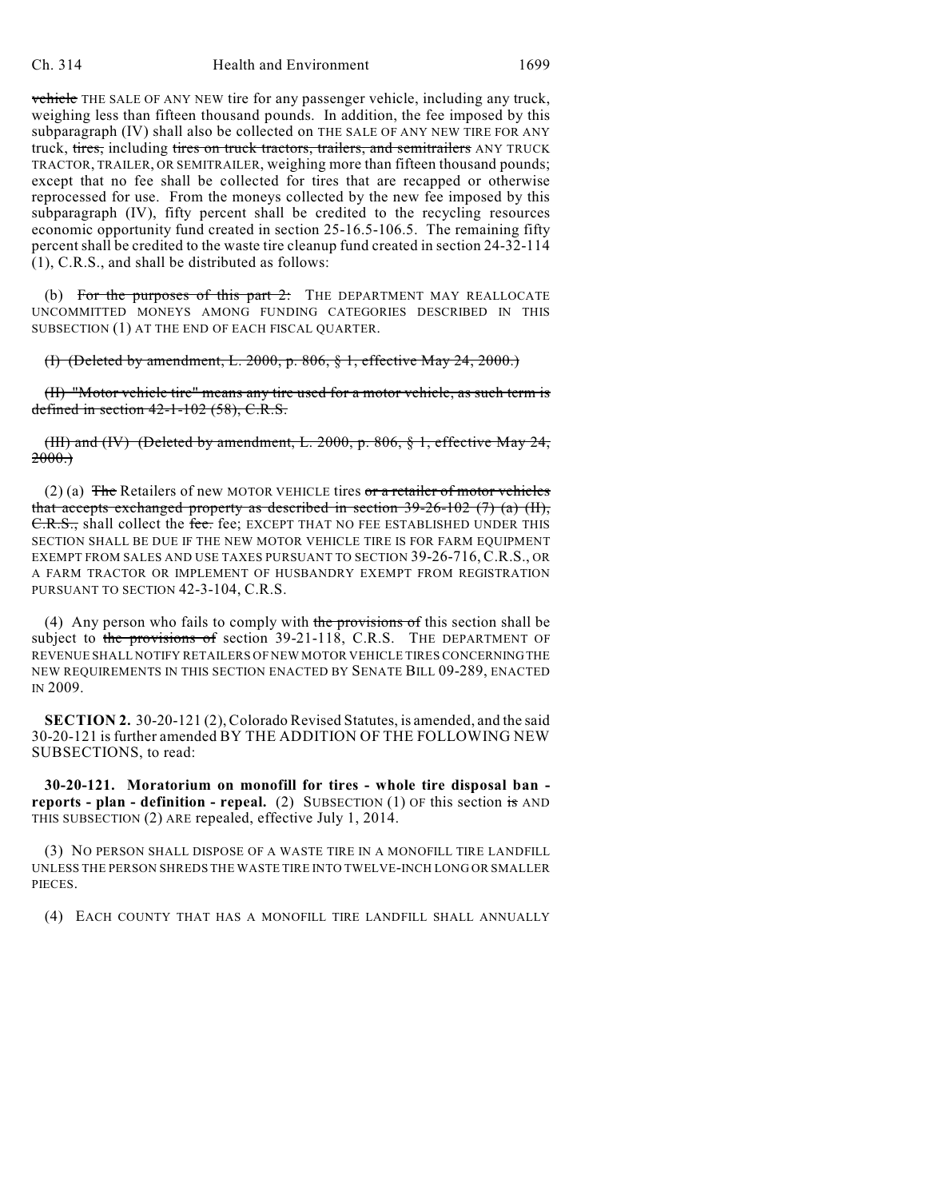vehicle THE SALE OF ANY NEW tire for any passenger vehicle, including any truck, weighing less than fifteen thousand pounds. In addition, the fee imposed by this subparagraph (IV) shall also be collected on THE SALE OF ANY NEW TIRE FOR ANY truck, tires, including tires on truck tractors, trailers, and semitrailers ANY TRUCK TRACTOR, TRAILER, OR SEMITRAILER, weighing more than fifteen thousand pounds; except that no fee shall be collected for tires that are recapped or otherwise reprocessed for use. From the moneys collected by the new fee imposed by this subparagraph (IV), fifty percent shall be credited to the recycling resources economic opportunity fund created in section 25-16.5-106.5. The remaining fifty percent shall be credited to the waste tire cleanup fund created in section 24-32-114 (1), C.R.S., and shall be distributed as follows:

(b) For the purposes of this part 2: THE DEPARTMENT MAY REALLOCATE UNCOMMITTED MONEYS AMONG FUNDING CATEGORIES DESCRIBED IN THIS SUBSECTION (1) AT THE END OF EACH FISCAL QUARTER.

(I) (Deleted by amendment, L. 2000, p. 806, § 1, effective May 24, 2000.)

(II) "Motor vehicle tire" means any tire used for a motor vehicle, as such term is defined in section 42-1-102 (58), C.R.S.

(III) and (IV) (Deleted by amendment, L. 2000, p. 806, § 1, effective May 24, 2000.)

(2) (a) The Retailers of new MOTOR VEHICLE tires or a retailer of motor vehicles that accepts exchanged property as described in section 39-26-102 (7) (a) (II), C.R.S., shall collect the fee. fee; EXCEPT THAT NO FEE ESTABLISHED UNDER THIS SECTION SHALL BE DUE IF THE NEW MOTOR VEHICLE TIRE IS FOR FARM EQUIPMENT EXEMPT FROM SALES AND USE TAXES PURSUANT TO SECTION 39-26-716, C.R.S., OR A FARM TRACTOR OR IMPLEMENT OF HUSBANDRY EXEMPT FROM REGISTRATION PURSUANT TO SECTION 42-3-104, C.R.S.

(4) Any person who fails to comply with the provisions of this section shall be subject to the provisions of section 39-21-118, C.R.S. THE DEPARTMENT OF REVENUE SHALL NOTIFY RETAILERS OF NEW MOTOR VEHICLE TIRES CONCERNING THE NEW REQUIREMENTS IN THIS SECTION ENACTED BY SENATE BILL 09-289, ENACTED IN 2009.

**SECTION 2.** 30-20-121 (2), Colorado Revised Statutes, is amended, and the said 30-20-121 is further amended BY THE ADDITION OF THE FOLLOWING NEW SUBSECTIONS, to read:

**30-20-121. Moratorium on monofill for tires - whole tire disposal ban - reports - plan - definition - repeal.** (2) SUBSECTION (1) OF this section is AND THIS SUBSECTION (2) ARE repealed, effective July 1, 2014.

(3) NO PERSON SHALL DISPOSE OF A WASTE TIRE IN A MONOFILL TIRE LANDFILL UNLESS THE PERSON SHREDS THE WASTE TIRE INTO TWELVE-INCH LONG OR SMALLER PIECES.

(4) EACH COUNTY THAT HAS A MONOFILL TIRE LANDFILL SHALL ANNUALLY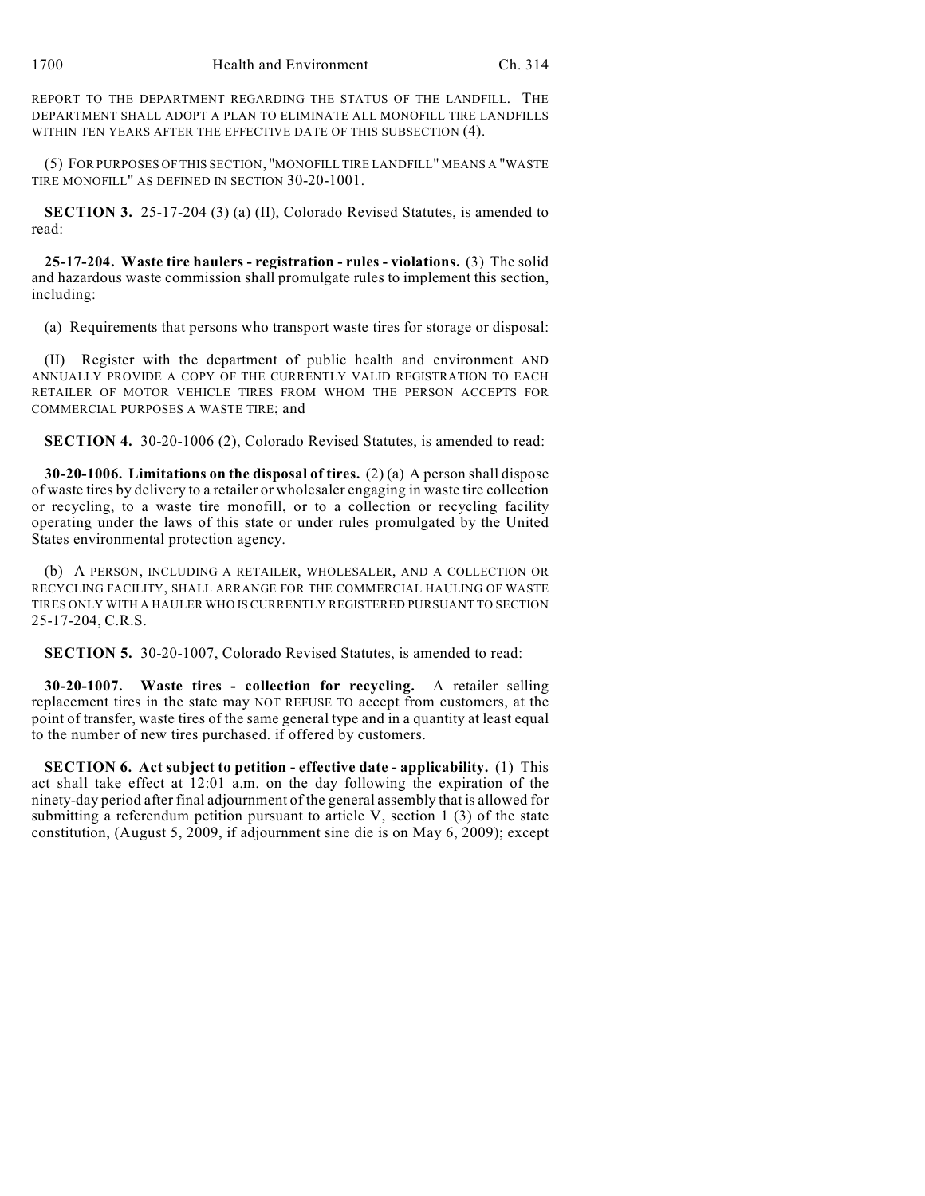REPORT TO THE DEPARTMENT REGARDING THE STATUS OF THE LANDFILL. THE DEPARTMENT SHALL ADOPT A PLAN TO ELIMINATE ALL MONOFILL TIRE LANDFILLS WITHIN TEN YEARS AFTER THE EFFECTIVE DATE OF THIS SUBSECTION (4).

(5) FOR PURPOSES OF THIS SECTION, "MONOFILL TIRE LANDFILL" MEANS A "WASTE TIRE MONOFILL" AS DEFINED IN SECTION 30-20-1001.

**SECTION 3.** 25-17-204 (3) (a) (II), Colorado Revised Statutes, is amended to read:

**25-17-204. Waste tire haulers - registration - rules - violations.** (3) The solid and hazardous waste commission shall promulgate rules to implement this section, including:

(a) Requirements that persons who transport waste tires for storage or disposal:

(II) Register with the department of public health and environment AND ANNUALLY PROVIDE A COPY OF THE CURRENTLY VALID REGISTRATION TO EACH RETAILER OF MOTOR VEHICLE TIRES FROM WHOM THE PERSON ACCEPTS FOR COMMERCIAL PURPOSES A WASTE TIRE; and

**SECTION 4.** 30-20-1006 (2), Colorado Revised Statutes, is amended to read:

**30-20-1006. Limitations on the disposal of tires.** (2) (a) A person shall dispose of waste tires by delivery to a retailer or wholesaler engaging in waste tire collection or recycling, to a waste tire monofill, or to a collection or recycling facility operating under the laws of this state or under rules promulgated by the United States environmental protection agency.

(b) A PERSON, INCLUDING A RETAILER, WHOLESALER, AND A COLLECTION OR RECYCLING FACILITY, SHALL ARRANGE FOR THE COMMERCIAL HAULING OF WASTE TIRES ONLY WITH A HAULER WHO IS CURRENTLY REGISTERED PURSUANT TO SECTION 25-17-204, C.R.S.

**SECTION 5.** 30-20-1007, Colorado Revised Statutes, is amended to read:

**30-20-1007. Waste tires - collection for recycling.** A retailer selling replacement tires in the state may NOT REFUSE TO accept from customers, at the point of transfer, waste tires of the same general type and in a quantity at least equal to the number of new tires purchased. ~~if offered by customers.~~

**SECTION 6. Act subject to petition - effective date - applicability.** (1) This act shall take effect at 12:01 a.m. on the day following the expiration of the ninety-day period after final adjournment of the general assembly that is allowed for submitting a referendum petition pursuant to article V, section 1 (3) of the state constitution, (August 5, 2009, if adjournment sine die is on May 6, 2009); except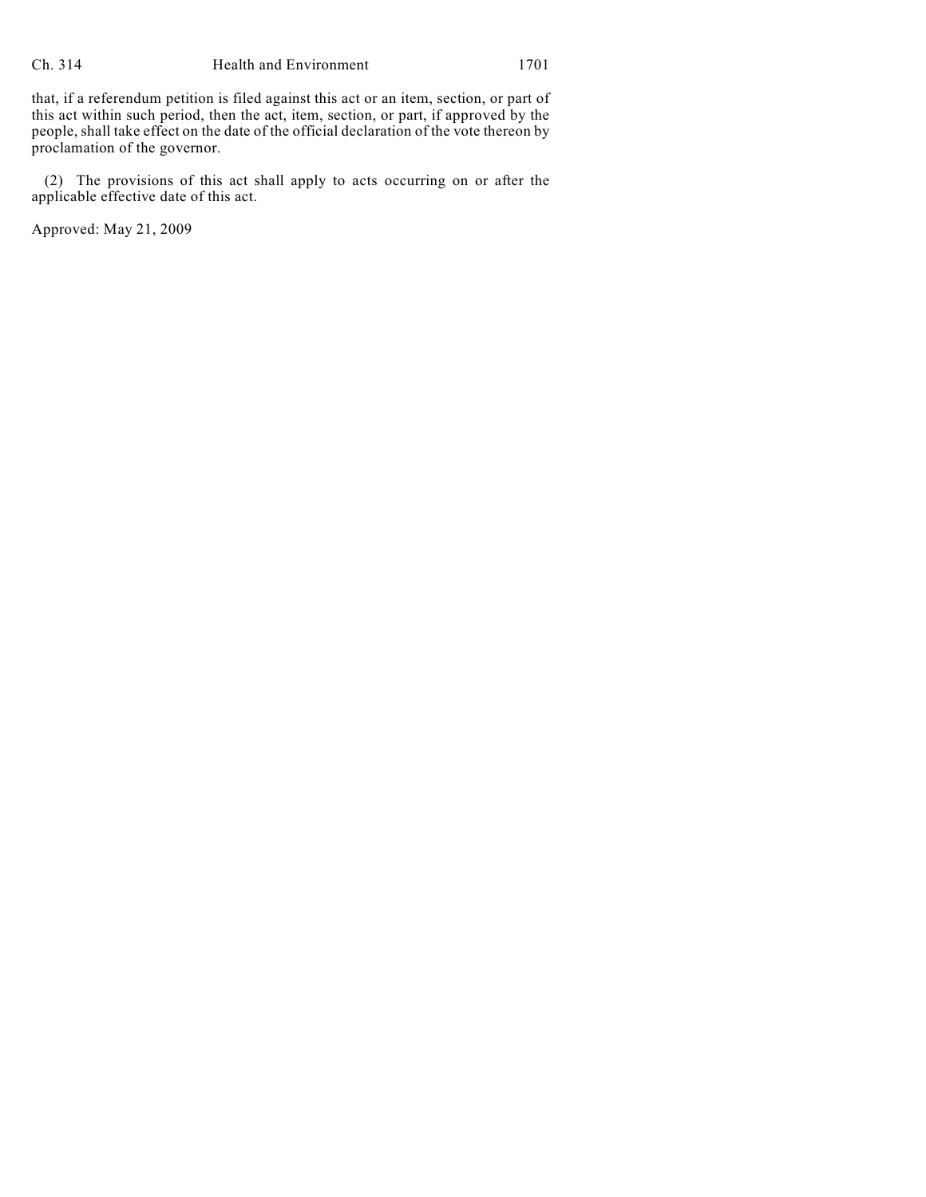that, if a referendum petition is filed against this act or an item, section, or part of this act within such period, then the act, item, section, or part, if approved by the people, shall take effect on the date of the official declaration of the vote thereon by proclamation of the governor.

(2) The provisions of this act shall apply to acts occurring on or after the applicable effective date of this act.

Approved: May 21, 2009